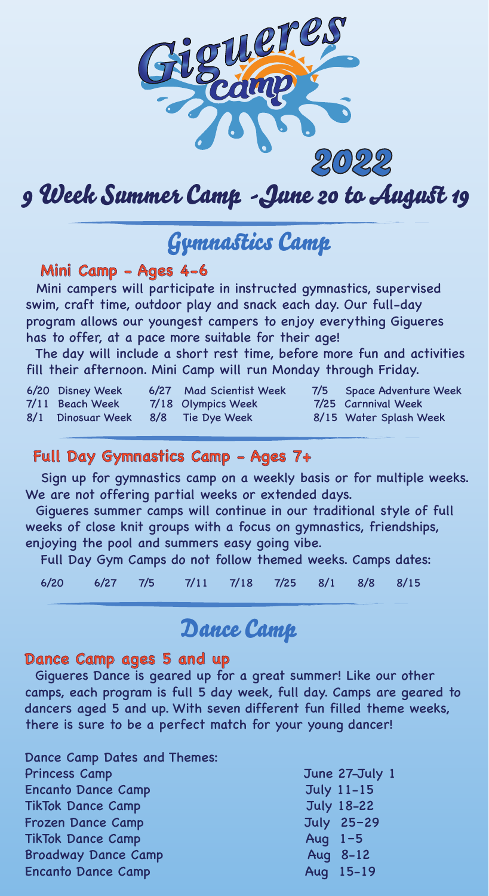# Gigueres camp 2022

## 9 Week Summer Camp - June 20 to August 19

## Gymnastics Camp

### Mini Camp - Ages 4-6

Mini campers will participate in instructed gymnastics, supervised swim, craft time, outdoor play and snack each day. Our full-day program allows our youngest campers to enjoy everything Gigueres has to offer, at a pace more suitable for their age!

The day will include a short rest time, before more fun and activities fill their afternoon. Mini Camp will run Monday through Friday.

- 6/20 Disney Week
- 6/27 Mad Scientist Week
- 7/5 Space Adventure Week
- 7/11 Beach Week
- 7/18 Olympics Week
- 7/25 Carnnival Week
- 8/1 Dinosuar Week
- 8/8 Tie Dye Week
- 8/15 Water Splash Week

### Full Day Gymnastics Camp - Ages 7+

Sign up for gymnastics camp on a weekly basis or for multiple weeks. We are not offering partial weeks or extended days.

Gigueres summer camps will continue in our traditional style of full weeks of close knit groups with a focus on gymnastics, friendships, enjoying the pool and summers easy going vibe.

Full Day Gym Camps do not follow themed weeks. Camps dates:

6/20 6/27 7/5 7/11 7/18 7/25 8/1 8/8 8/15

## Dance Camp

### Dance Camp ages 5 and up

Gigueres Dance is geared up for a great summer! Like our other camps, each program is full 5 day week, full day. Camps are geared to dancers aged 5 and up. With seven different fun filled theme weeks, there is sure to be a perfect match for your young dancer!

Dance Camp Dates and Themes:

| Camp | Dates |
|---|---|
| Princess Camp | June 27–July 1 |
| Encanto Dance Camp | July 11-15 |
| TikTok Dance Camp | July 18-22 |
| Frozen Dance Camp | July 25-29 |
| TikTok Dance Camp | Aug 1-5 |
| Broadway Dance Camp | Aug 8-12 |
| Encanto Dance Camp | Aug 15-19 |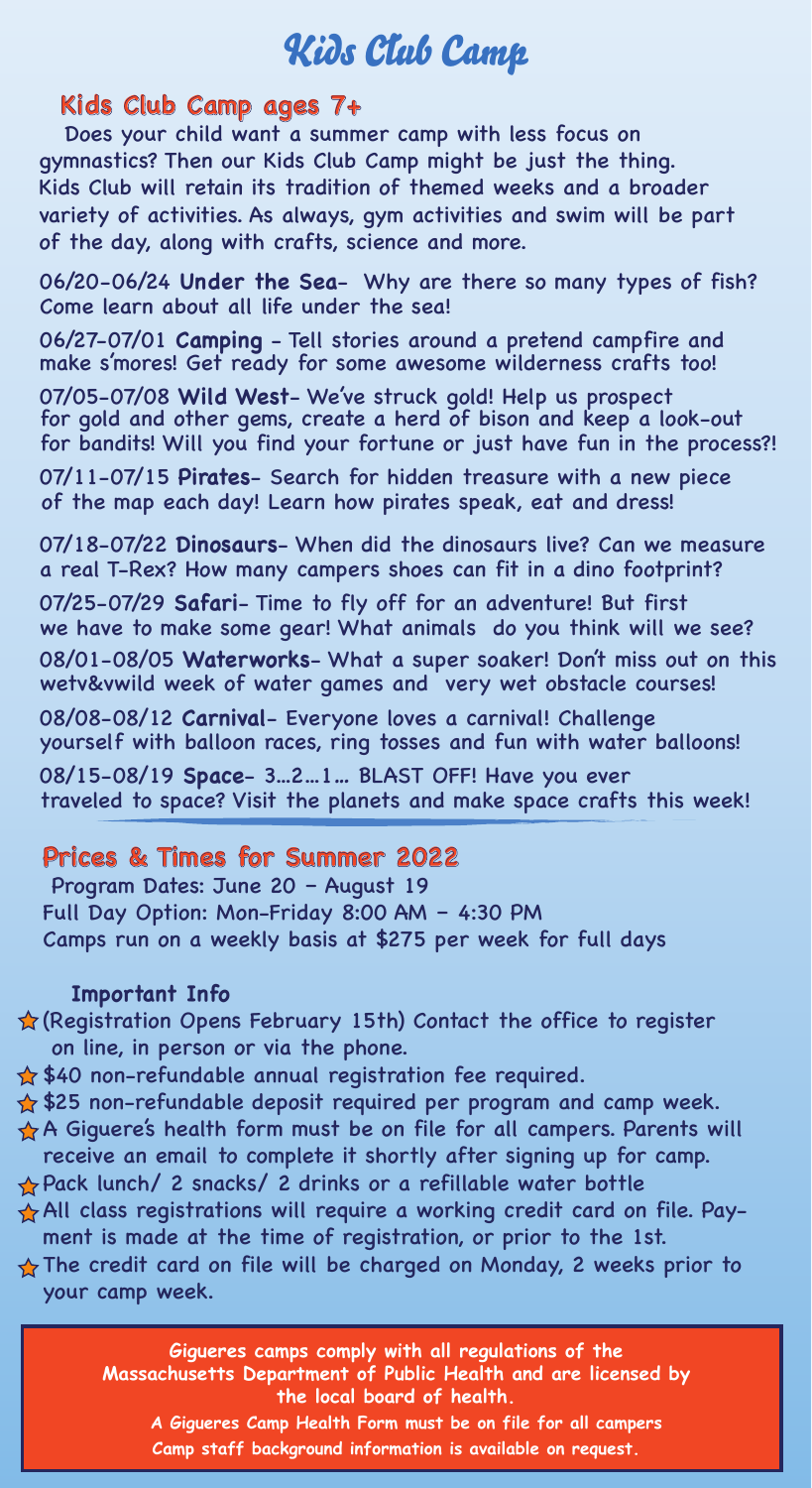# Kids Club Camp

## Kids Club Camp ages 7+

Does your child want a summer camp with less focus on gymnastics? Then our Kids Club Camp might be just the thing. Kids Club will retain its tradition of themed weeks and a broader variety of activities. As always, gym activities and swim will be part of the day, along with crafts, science and more.

06/20-06/24 **Under the Sea**- Why are there so many types of fish? Come learn about all life under the sea!

06/27-07/01 **Camping** - Tell stories around a pretend campfire and make s'mores! Get ready for some awesome wilderness crafts too!

07/05-07/08 **Wild West**- We've struck gold! Help us prospect for gold and other gems, create a herd of bison and keep a look-out for bandits! Will you find your fortune or just have fun in the process?!

07/11-07/15 **Pirates**- Search for hidden treasure with a new piece of the map each day! Learn how pirates speak, eat and dress!

07/18-07/22 **Dinosaurs**- When did the dinosaurs live? Can we measure a real T-Rex? How many campers shoes can fit in a dino footprint?

07/25-07/29 **Safari**- Time to fly off for an adventure! But first we have to make some gear! What animals do you think will we see?

08/01-08/05 **Waterworks**- What a super soaker! Don't miss out on this wetv&vwild week of water games and very wet obstacle courses!

08/08-08/12 **Carnival**- Everyone loves a carnival! Challenge yourself with balloon races, ring tosses and fun with water balloons!

08/15-08/19 **Space**- 3...2...1... BLAST OFF! Have you ever traveled to space? Visit the planets and make space crafts this week!

## Prices & Times for Summer 2022

Program Dates: June 20 - August 19
Full Day Option: Mon-Friday 8:00 AM - 4:30 PM
Camps run on a weekly basis at $275 per week for full days

### Important Info

- (Registration Opens February 15th) Contact the office to register on line, in person or via the phone.
- $40 non-refundable annual registration fee required.
- $25 non-refundable deposit required per program and camp week.
- A Giguere's health form must be on file for all campers. Parents will receive an email to complete it shortly after signing up for camp.
- Pack lunch/ 2 snacks/ 2 drinks or a refillable water bottle
- All class registrations will require a working credit card on file. Payment is made at the time of registration, or prior to the 1st.
- The credit card on file will be charged on Monday, 2 weeks prior to your camp week.

**Gigueres camps comply with all regulations of the Massachusetts Department of Public Health and are licensed by the local board of health.**

**A Gigueres Camp Health Form must be on file for all campers**
**Camp staff background information is available on request.**